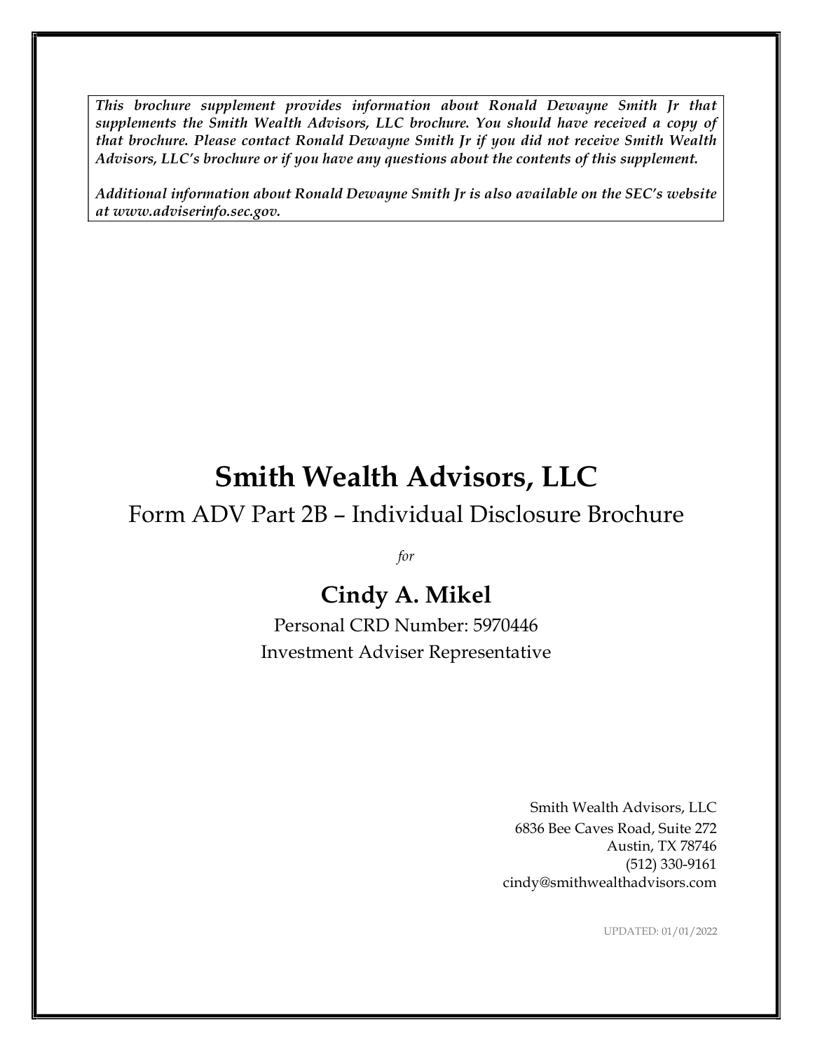***This brochure supplement provides information about Ronald Dewayne Smith Jr that supplements the Smith Wealth Advisors, LLC brochure. You should have received a copy of that brochure. Please contact Ronald Dewayne Smith Jr if you did not receive Smith Wealth Advisors, LLC's brochure or if you have any questions about the contents of this supplement.***

***Additional information about Ronald Dewayne Smith Jr is also available on the SEC's website at www.adviserinfo.sec.gov.***

# Smith Wealth Advisors, LLC

## Form ADV Part 2B – Individual Disclosure Brochure

*for*

## Cindy A. Mikel

Personal CRD Number: 5970446

Investment Adviser Representative

Smith Wealth Advisors, LLC
6836 Bee Caves Road, Suite 272
Austin, TX 78746
(512) 330-9161
cindy@smithwealthadvisors.com

UPDATED: 01/01/2022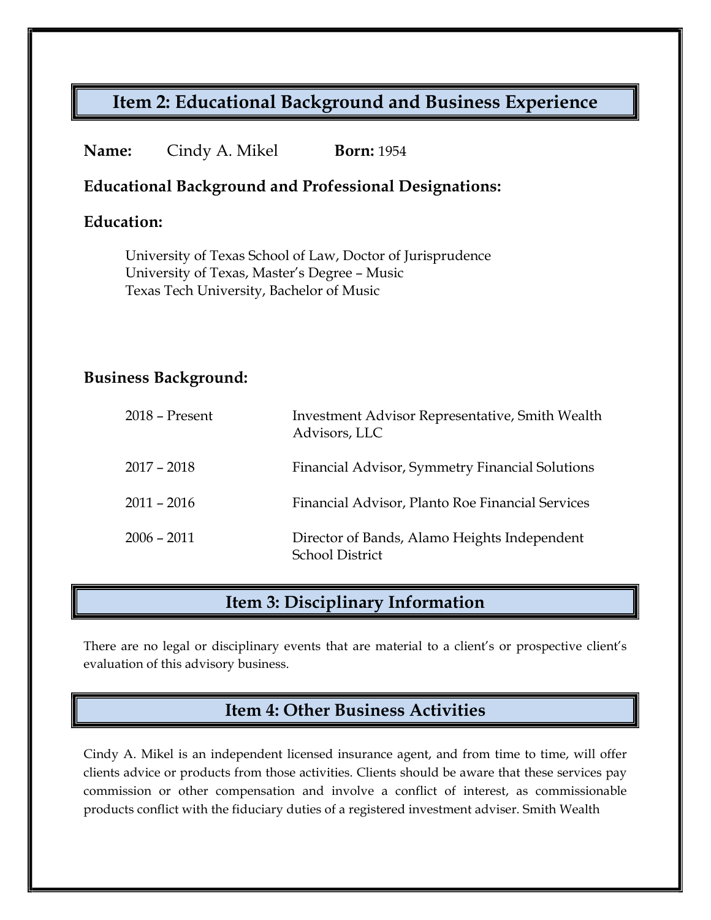## Item 2: Educational Background and Business Experience

**Name:** Cindy A. Mikel **Born:** 1954

**Educational Background and Professional Designations:**

**Education:**

University of Texas School of Law, Doctor of Jurisprudence
University of Texas, Master's Degree – Music
Texas Tech University, Bachelor of Music

**Business Background:**

| | |
|---|---|
| 2018 – Present | Investment Advisor Representative, Smith Wealth Advisors, LLC |
| 2017 – 2018 | Financial Advisor, Symmetry Financial Solutions |
| 2011 – 2016 | Financial Advisor, Planto Roe Financial Services |
| 2006 – 2011 | Director of Bands, Alamo Heights Independent School District |

## Item 3: Disciplinary Information

There are no legal or disciplinary events that are material to a client's or prospective client's evaluation of this advisory business.

## Item 4: Other Business Activities

Cindy A. Mikel is an independent licensed insurance agent, and from time to time, will offer clients advice or products from those activities. Clients should be aware that these services pay commission or other compensation and involve a conflict of interest, as commissionable products conflict with the fiduciary duties of a registered investment adviser. Smith Wealth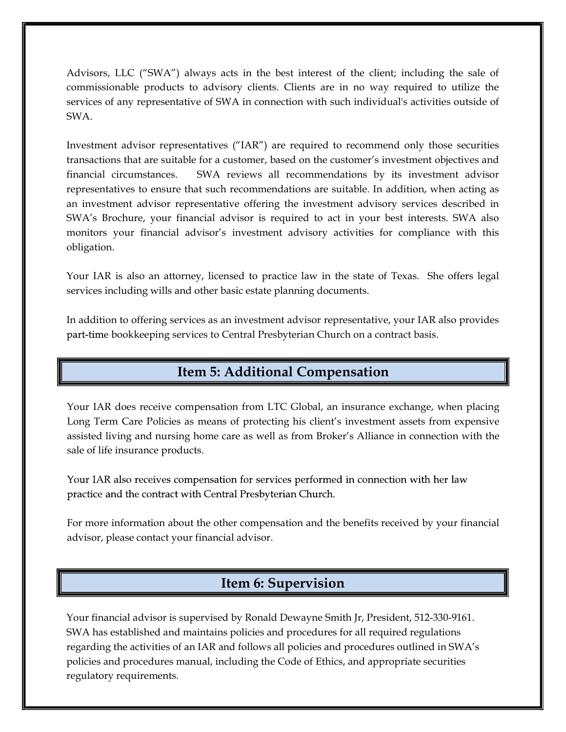Advisors, LLC ("SWA") always acts in the best interest of the client; including the sale of commissionable products to advisory clients. Clients are in no way required to utilize the services of any representative of SWA in connection with such individual's activities outside of SWA.

Investment advisor representatives ("IAR") are required to recommend only those securities transactions that are suitable for a customer, based on the customer's investment objectives and financial circumstances. SWA reviews all recommendations by its investment advisor representatives to ensure that such recommendations are suitable. In addition, when acting as an investment advisor representative offering the investment advisory services described in SWA's Brochure, your financial advisor is required to act in your best interests. SWA also monitors your financial advisor's investment advisory activities for compliance with this obligation.

Your IAR is also an attorney, licensed to practice law in the state of Texas. She offers legal services including wills and other basic estate planning documents.

In addition to offering services as an investment advisor representative, your IAR also provides part-time bookkeeping services to Central Presbyterian Church on a contract basis.

## Item 5: Additional Compensation

Your IAR does receive compensation from LTC Global, an insurance exchange, when placing Long Term Care Policies as means of protecting his client's investment assets from expensive assisted living and nursing home care as well as from Broker's Alliance in connection with the sale of life insurance products.

Your IAR also receives compensation for services performed in connection with her law practice and the contract with Central Presbyterian Church.

For more information about the other compensation and the benefits received by your financial advisor, please contact your financial advisor.

## Item 6: Supervision

Your financial advisor is supervised by Ronald Dewayne Smith Jr, President, 512-330-9161. SWA has established and maintains policies and procedures for all required regulations regarding the activities of an IAR and follows all policies and procedures outlined in SWA's policies and procedures manual, including the Code of Ethics, and appropriate securities regulatory requirements.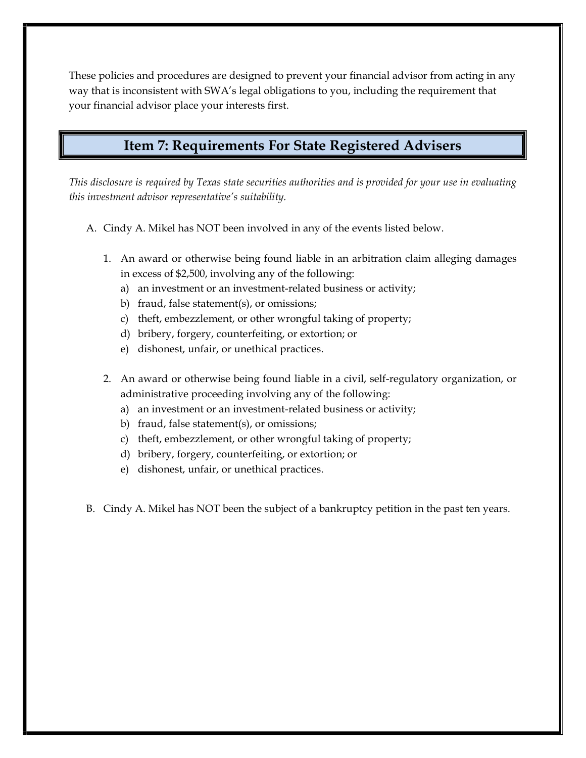These policies and procedures are designed to prevent your financial advisor from acting in any way that is inconsistent with SWA's legal obligations to you, including the requirement that your financial advisor place your interests first.

## Item 7: Requirements For State Registered Advisers

*This disclosure is required by Texas state securities authorities and is provided for your use in evaluating this investment advisor representative's suitability.*

A. Cindy A. Mikel has NOT been involved in any of the events listed below.

   1. An award or otherwise being found liable in an arbitration claim alleging damages in excess of $2,500, involving any of the following:
      a) an investment or an investment-related business or activity;
      b) fraud, false statement(s), or omissions;
      c) theft, embezzlement, or other wrongful taking of property;
      d) bribery, forgery, counterfeiting, or extortion; or
      e) dishonest, unfair, or unethical practices.

   2. An award or otherwise being found liable in a civil, self-regulatory organization, or administrative proceeding involving any of the following:
      a) an investment or an investment-related business or activity;
      b) fraud, false statement(s), or omissions;
      c) theft, embezzlement, or other wrongful taking of property;
      d) bribery, forgery, counterfeiting, or extortion; or
      e) dishonest, unfair, or unethical practices.

B. Cindy A. Mikel has NOT been the subject of a bankruptcy petition in the past ten years.